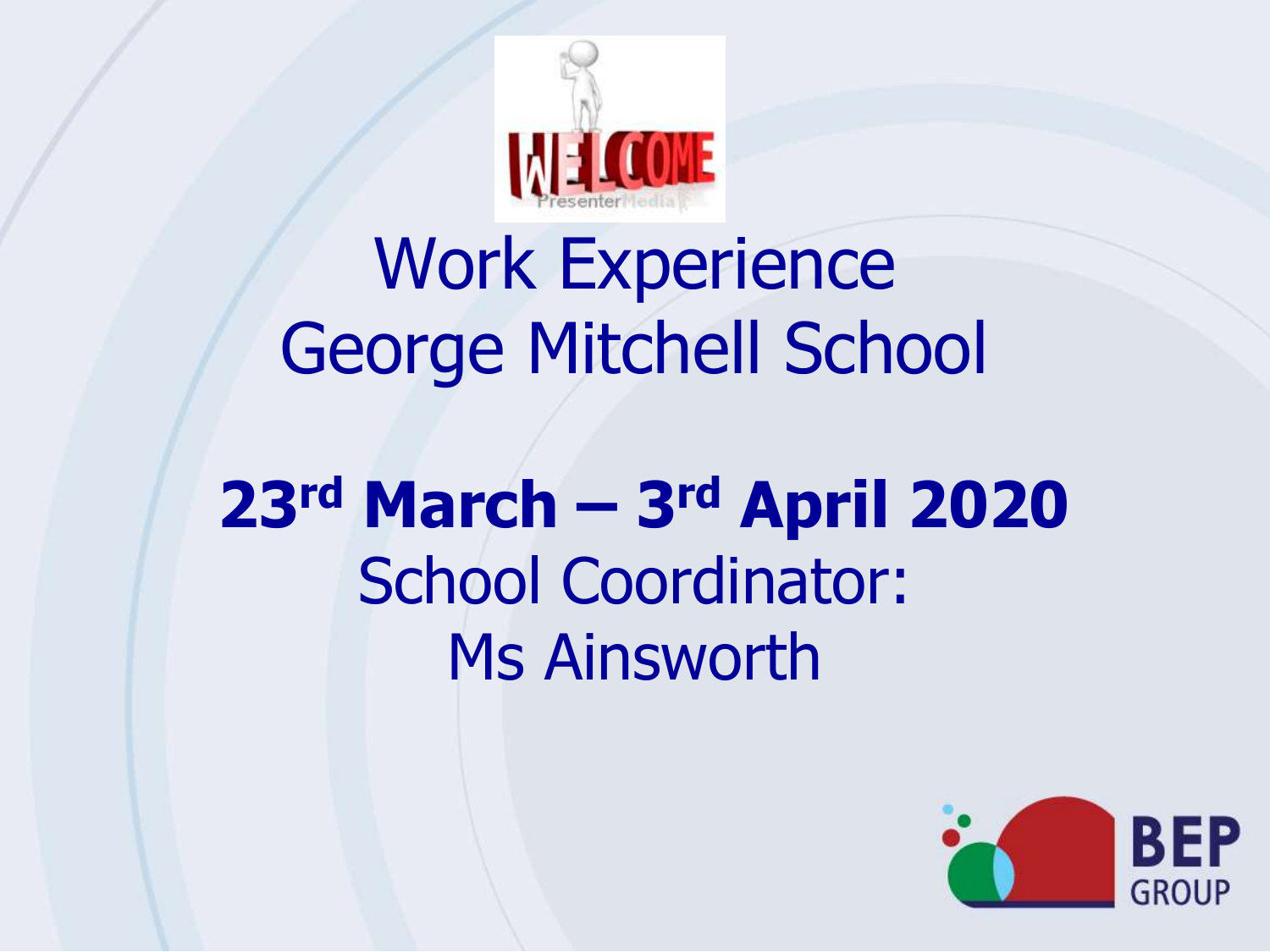# Work Experience George Mitchell School

**23rd March – 3rd April 2020**

School Coordinator:
Ms Ainsworth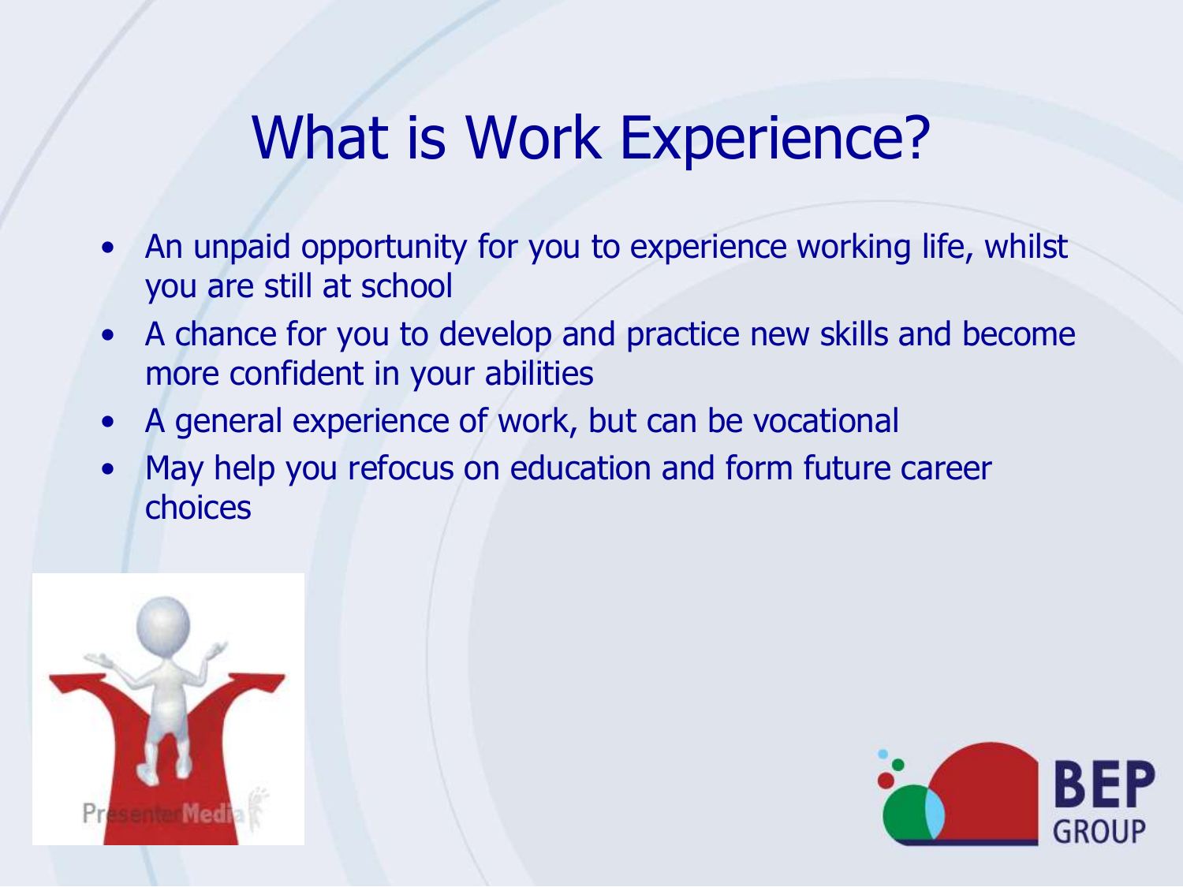# What is Work Experience?

- An unpaid opportunity for you to experience working life, whilst you are still at school
- A chance for you to develop and practice new skills and become more confident in your abilities
- A general experience of work, but can be vocational
- May help you refocus on education and form future career choices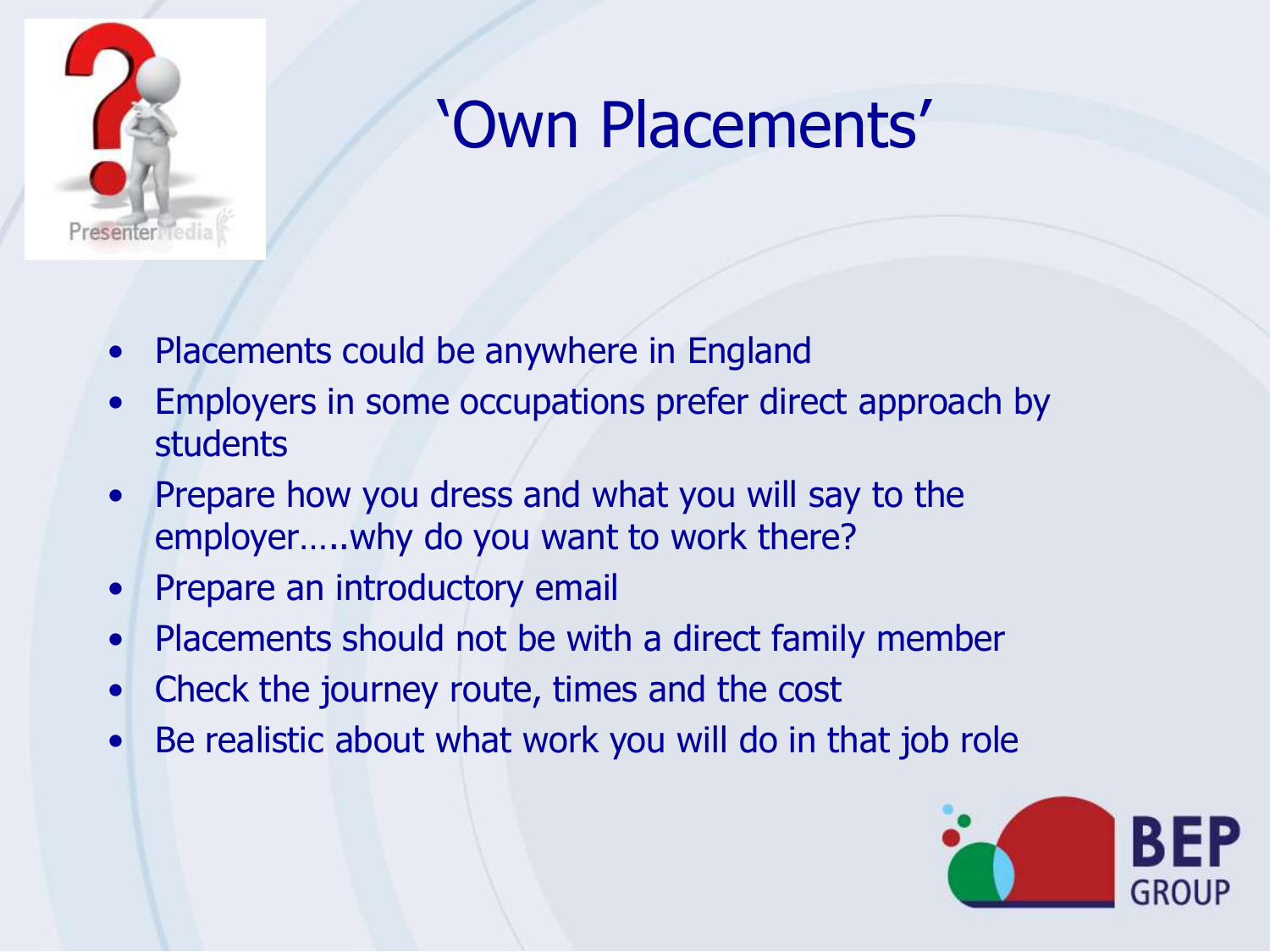# 'Own Placements'

- Placements could be anywhere in England
- Employers in some occupations prefer direct approach by students
- Prepare how you dress and what you will say to the employer…..why do you want to work there?
- Prepare an introductory email
- Placements should not be with a direct family member
- Check the journey route, times and the cost
- Be realistic about what work you will do in that job role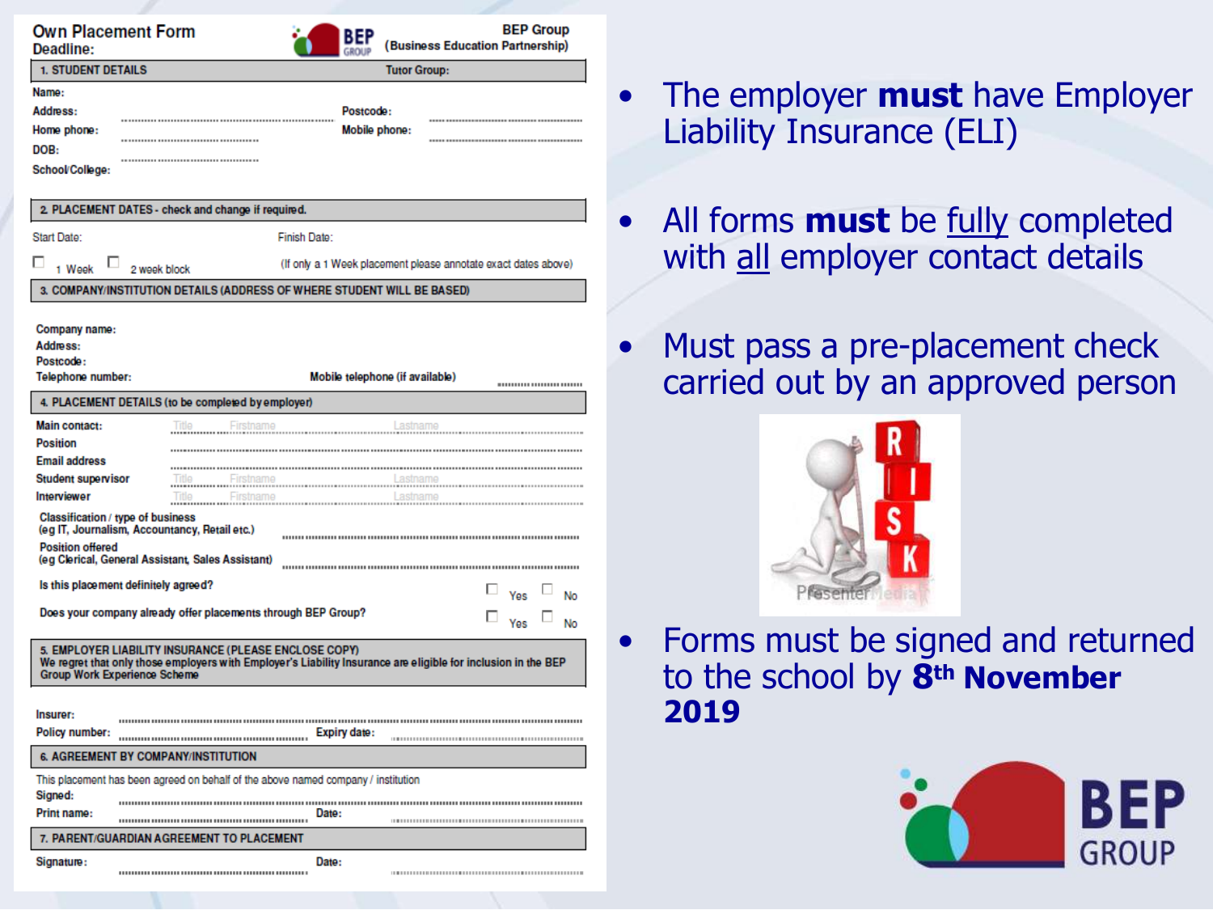# Own Placement Form

Deadline:

BEP Group (Business Education Partnership)

| 1. STUDENT DETAILS | Tutor Group: |
|---|---|

Name:
Address: ........ Postcode: ........
Home phone: ........ Mobile phone: ........
DOB: ........
School/College: ........

| 2. PLACEMENT DATES - check and change if required. |
|---|

Start Date: Finish Date:

☐ 1 Week ☐ 2 week block (If only a 1 Week placement please annotate exact dates above)

| 3. COMPANY/INSTITUTION DETAILS (ADDRESS OF WHERE STUDENT WILL BE BASED) |
|---|

Company name:
Address:
Postcode:
Telephone number: Mobile telephone (if available) ........

| 4. PLACEMENT DETAILS (to be completed by employer) |
|---|

Main contact: Title Firstname Lastname
Position
Email address
Student supervisor Title Firstname Lastname
Interviewer Title Firstname Lastname

Classification / type of business (eg IT, Journalism, Accountancy, Retail etc.) ........
Position offered (eg Clerical, General Assistant, Sales Assistant) ........

Is this placement definitely agreed? ☐ Yes ☐ No
Does your company already offer placements through BEP Group? ☐ Yes ☐ No

| 5. EMPLOYER LIABILITY INSURANCE (PLEASE ENCLOSE COPY) We regret that only those employers with Employer's Liability Insurance are eligible for inclusion in the BEP Group Work Experience Scheme |
|---|

Insurer: ........
Policy number: ........ Expiry date: ........

| 6. AGREEMENT BY COMPANY/INSTITUTION |
|---|

This placement has been agreed on behalf of the above named company / institution
Signed: ........
Print name: ........ Date: ........

| 7. PARENT/GUARDIAN AGREEMENT TO PLACEMENT |
|---|

Signature: ........ Date: ........

- The employer **must** have Employer Liability Insurance (ELI)
- All forms **must** be fully completed with all employer contact details
- Must pass a pre-placement check carried out by an approved person
- Forms must be signed and returned to the school by **8th November 2019**

BEP GROUP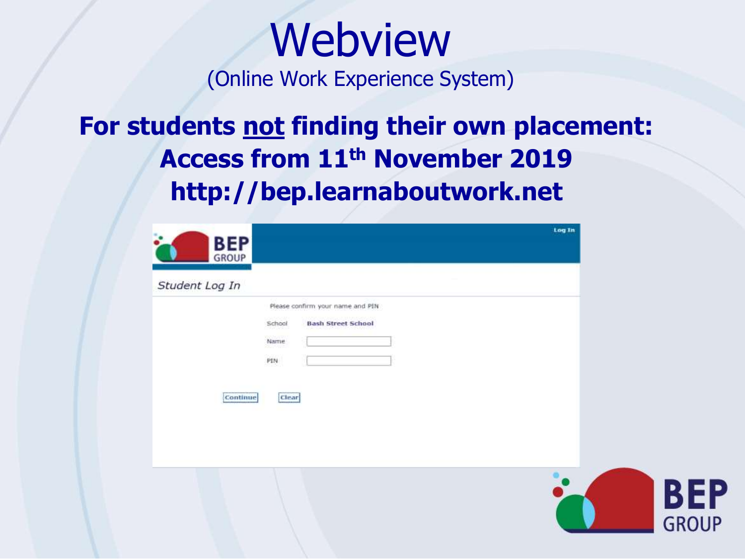# Webview

(Online Work Experience System)

**For students <u>not</u> finding their own placement:**
**Access from 11th November 2019**
**http://bep.learnaboutwork.net**

Log In

Student Log In

Please confirm your name and PIN

School: Bash Street School

Name

PIN

Continue | Clear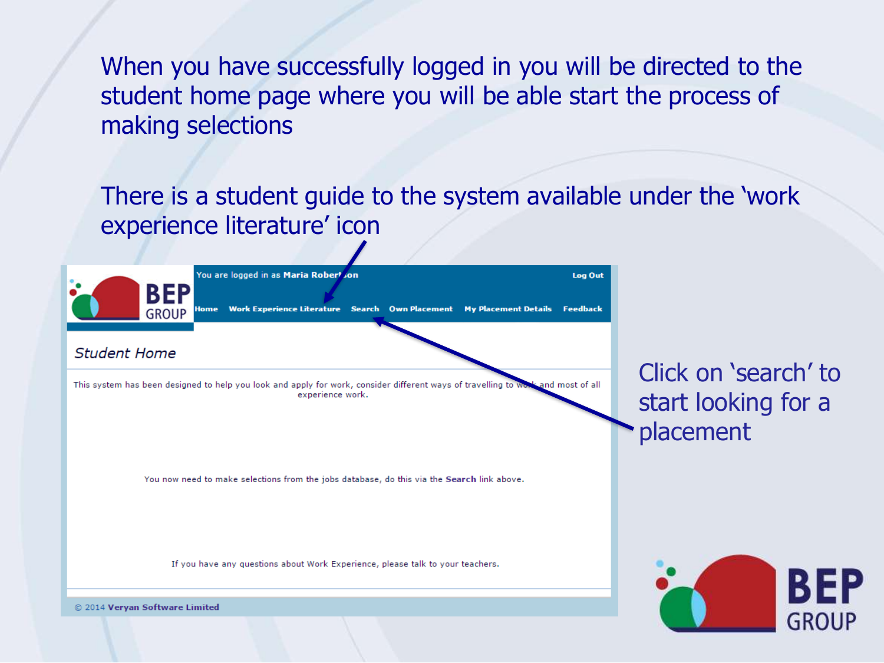When you have successfully logged in you will be directed to the student home page where you will be able start the process of making selections

There is a student guide to the system available under the 'work experience literature' icon

You are logged in as **Maria Robertson**

**Log Out**

**Home** **Work Experience Literature** **Search** **Own Placement** **My Placement Details** **Feedback**

*Student Home*

This system has been designed to help you look and apply for work, consider different ways of travelling to work and most of all experience work.

You now need to make selections from the jobs database, do this via the **Search** link above.

If you have any questions about Work Experience, please talk to your teachers.

© 2014 **Veryan Software Limited**

Click on 'search' to start looking for a placement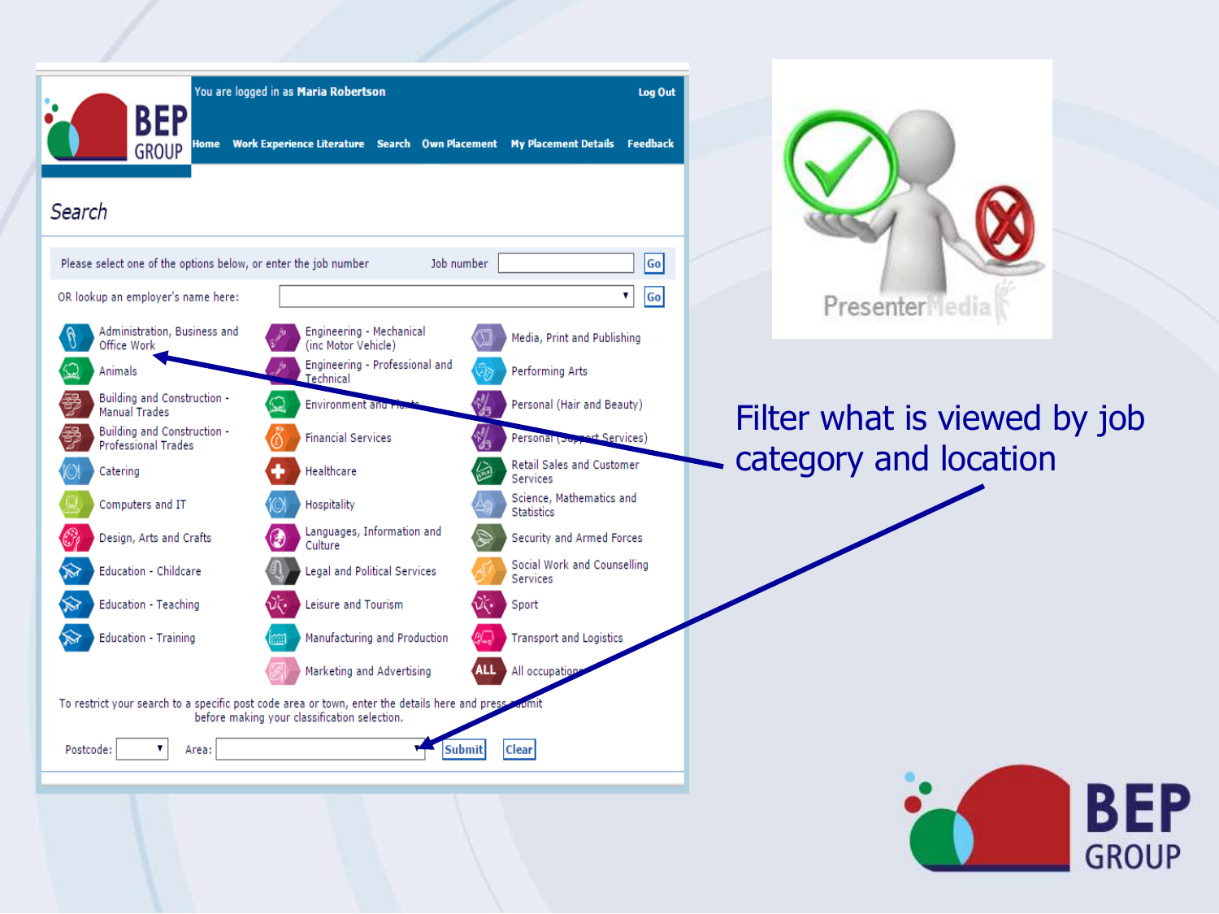Filter what is viewed by job category and location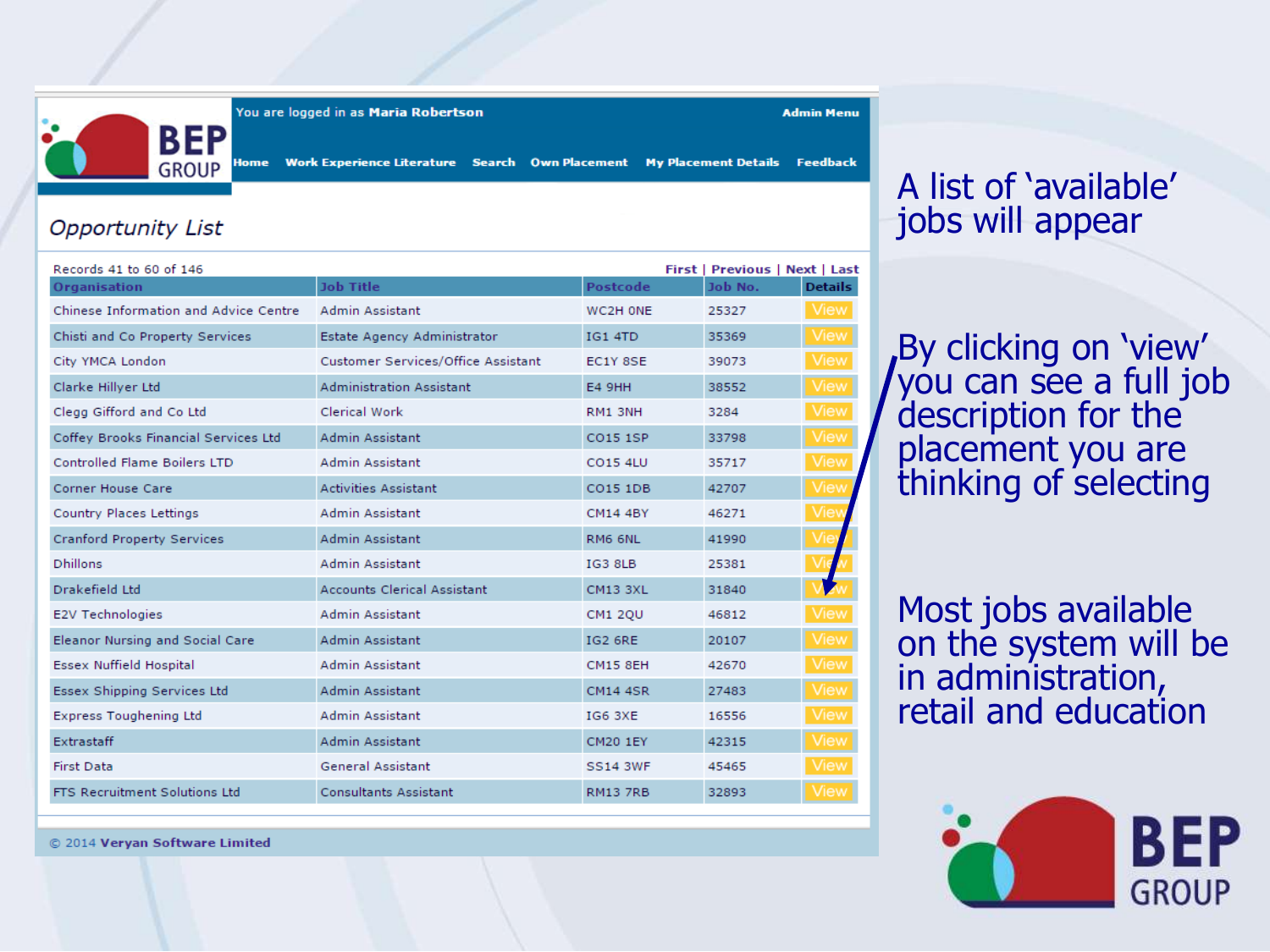You are logged in as **Maria Robertson** | **Admin Menu**

**Home** | **Work Experience Literature** | **Search** | **Own Placement** | **My Placement Details** | **Feedback**

## *Opportunity List*

Records 41 to 60 of 146 — **First** | **Previous** | **Next** | **Last**

| Organisation | Job Title | Postcode | Job No. | Details |
|---|---|---|---|---|
| Chinese Information and Advice Centre | Admin Assistant | WC2H 0NE | 25327 | View |
| Chisti and Co Property Services | Estate Agency Administrator | IG1 4TD | 35369 | View |
| City YMCA London | Customer Services/Office Assistant | EC1Y 8SE | 39073 | View |
| Clarke Hillyer Ltd | Administration Assistant | E4 9HH | 38552 | View |
| Clegg Gifford and Co Ltd | Clerical Work | RM1 3NH | 3284 | View |
| Coffey Brooks Financial Services Ltd | Admin Assistant | CO15 1SP | 33798 | View |
| Controlled Flame Boilers LTD | Admin Assistant | CO15 4LU | 35717 | View |
| Corner House Care | Activities Assistant | CO15 1DB | 42707 | View |
| Country Places Lettings | Admin Assistant | CM14 4BY | 46271 | View |
| Cranford Property Services | Admin Assistant | RM6 6NL | 41990 | View |
| Dhillons | Admin Assistant | IG3 8LB | 25381 | View |
| Drakefield Ltd | Accounts Clerical Assistant | CM13 3XL | 31840 | View |
| E2V Technologies | Admin Assistant | CM1 2QU | 46812 | View |
| Eleanor Nursing and Social Care | Admin Assistant | IG2 6RE | 20107 | View |
| Essex Nuffield Hospital | Admin Assistant | CM15 8EH | 42670 | View |
| Essex Shipping Services Ltd | Admin Assistant | CM14 4SR | 27483 | View |
| Express Toughening Ltd | Admin Assistant | IG6 3XE | 16556 | View |
| Extrastaff | Admin Assistant | CM20 1EY | 42315 | View |
| First Data | General Assistant | SS14 3WF | 45465 | View |
| FTS Recruitment Solutions Ltd | Consultants Assistant | RM13 7RB | 32893 | View |

© 2014 **Veryan Software Limited**

A list of 'available' jobs will appear

By clicking on 'view' you can see a full job description for the placement you are thinking of selecting

Most jobs available on the system will be in administration, retail and education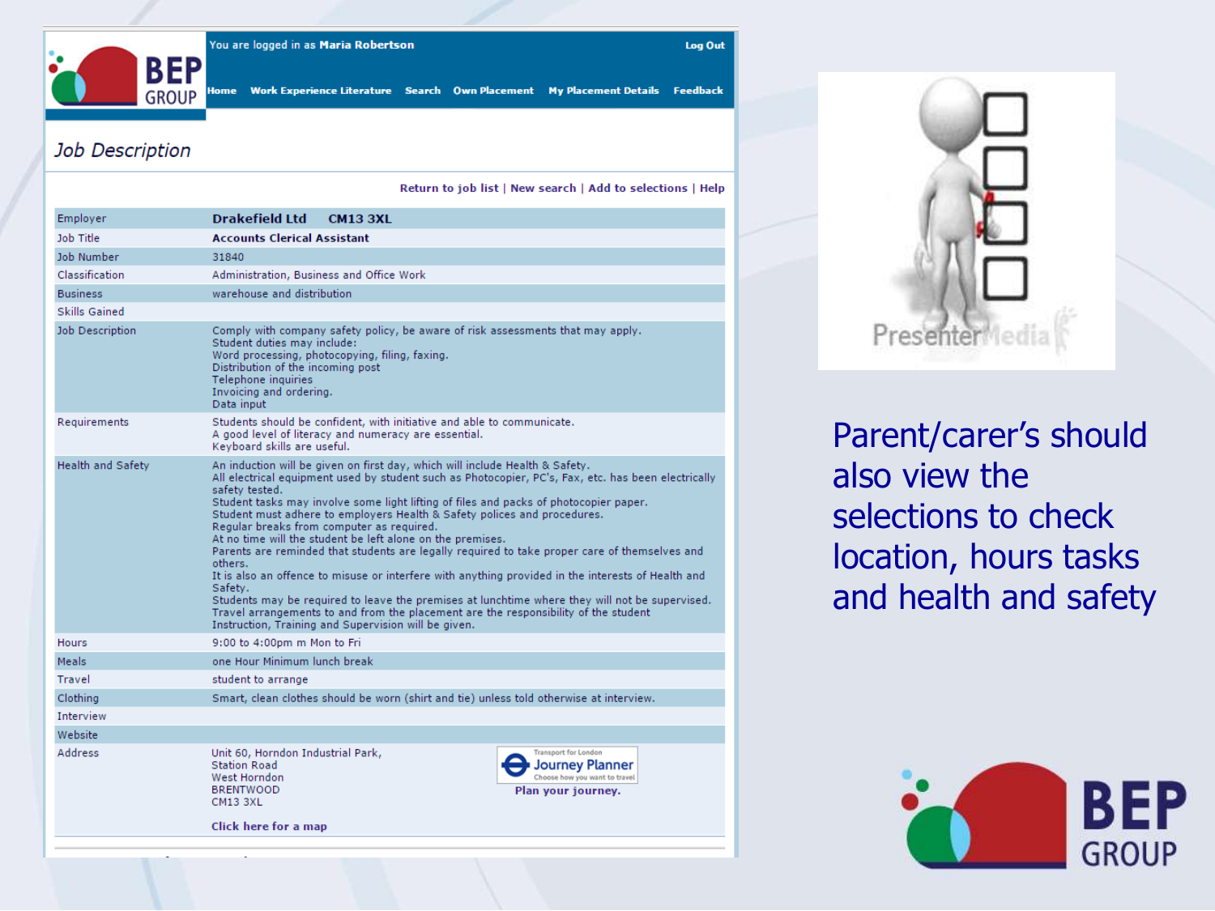You are logged in as **Maria Robertson** Log Out

Home | Work Experience Literature | Search | Own Placement | My Placement Details | Feedback

## Job Description

Return to job list | New search | Add to selections | Help

| | |
|---|---|
| Employer | **Drakefield Ltd CM13 3XL** |
| Job Title | **Accounts Clerical Assistant** |
| Job Number | 31840 |
| Classification | Administration, Business and Office Work |
| Business | warehouse and distribution |
| Skills Gained | |
| Job Description | Comply with company safety policy, be aware of risk assessments that may apply.<br>Student duties may include:<br>Word processing, photocopying, filing, faxing.<br>Distribution of the incoming post<br>Telephone inquiries<br>Invoicing and ordering.<br>Data input |
| Requirements | Students should be confident, with initiative and able to communicate.<br>A good level of literacy and numeracy are essential.<br>Keyboard skills are useful. |
| Health and Safety | An induction will be given on first day, which will include Health & Safety.<br>All electrical equipment used by student such as Photocopier, PC's, Fax, etc. has been electrically safety tested.<br>Student tasks may involve some light lifting of files and packs of photocopier paper.<br>Student must adhere to employers Health & Safety polices and procedures.<br>Regular breaks from computer as required.<br>At no time will the student be left alone on the premises.<br>Parents are reminded that students are legally required to take proper care of themselves and others.<br>It is also an offence to misuse or interfere with anything provided in the interests of Health and Safety.<br>Students may be required to leave the premises at lunchtime where they will not be supervised.<br>Travel arrangements to and from the placement are the responsibility of the student<br>Instruction, Training and Supervision will be given. |
| Hours | 9:00 to 4:00pm m Mon to Fri |
| Meals | one Hour Minimum lunch break |
| Travel | student to arrange |
| Clothing | Smart, clean clothes should be worn (shirt and tie) unless told otherwise at interview. |
| Interview | |
| Website | |
| Address | Unit 60, Horndon Industrial Park,<br>Station Road<br>West Horndon<br>BRENTWOOD<br>CM13 3XL<br><br>**Click here for a map** |

Transport for London Journey Planner — Choose how you want to travel

**Plan your journey.**

Parent/carer's should also view the selections to check location, hours tasks and health and safety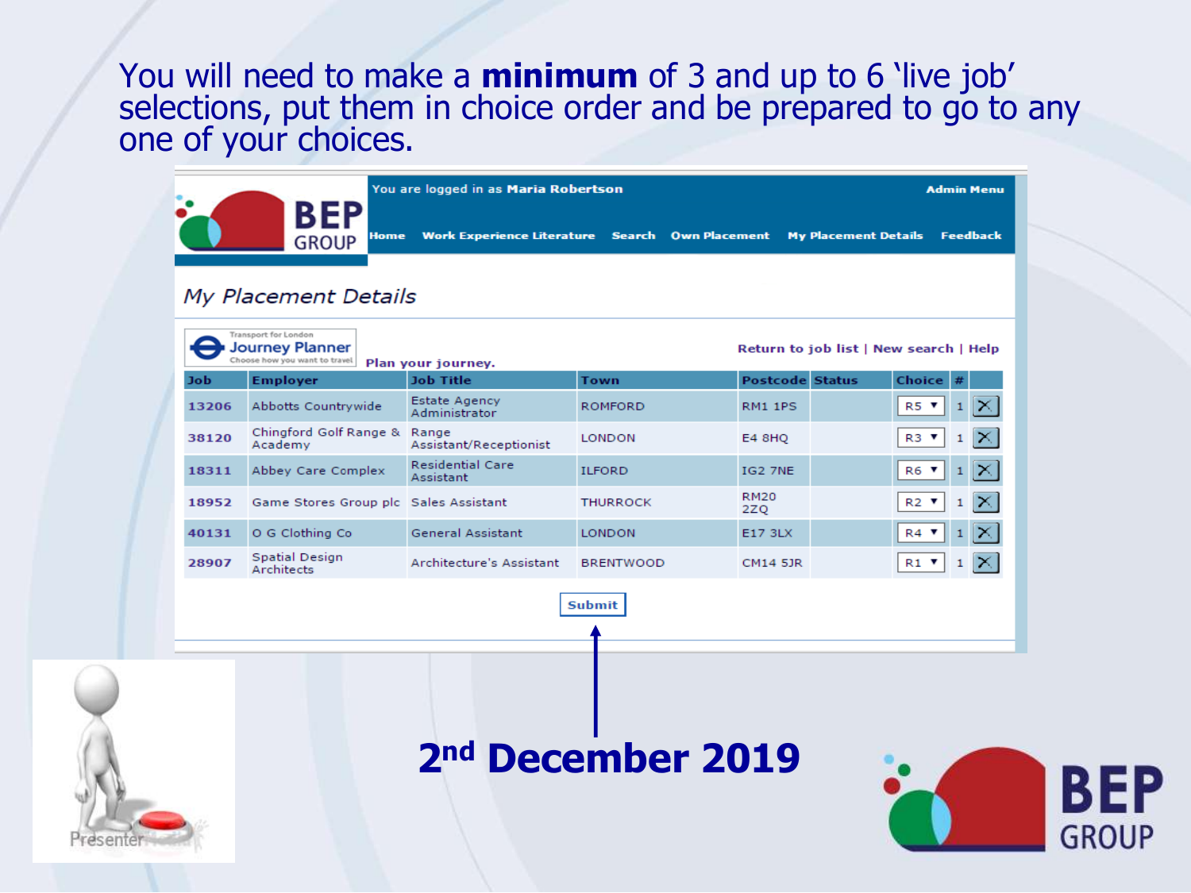You will need to make a **minimum** of 3 and up to 6 'live job' selections, put them in choice order and be prepared to go to any one of your choices.

You are logged in as **Maria Robertson** | **Admin Menu**

Home | Work Experience Literature | Search | Own Placement | My Placement Details | Feedback

## *My Placement Details*

Transport for London Journey Planner — Choose how you want to travel

**Plan your journey.**

Return to job list | New search | Help

| Job | Employer | Job Title | Town | Postcode | Status | Choice | # | |
|---|---|---|---|---|---|---|---|---|
| 13206 | Abbotts Countrywide | Estate Agency Administrator | ROMFORD | RM1 1PS | | R5 | 1 | X |
| 38120 | Chingford Golf Range & Academy | Range Assistant/Receptionist | LONDON | E4 8HQ | | R3 | 1 | X |
| 18311 | Abbey Care Complex | Residential Care Assistant | ILFORD | IG2 7NE | | R6 | 1 | X |
| 18952 | Game Stores Group plc | Sales Assistant | THURROCK | RM20 2ZQ | | R2 | 1 | X |
| 40131 | O G Clothing Co | General Assistant | LONDON | E17 3LX | | R4 | 1 | X |
| 28907 | Spatial Design Architects | Architecture's Assistant | BRENTWOOD | CM14 5JR | | R1 | 1 | X |

**Submit**

**2nd December 2019**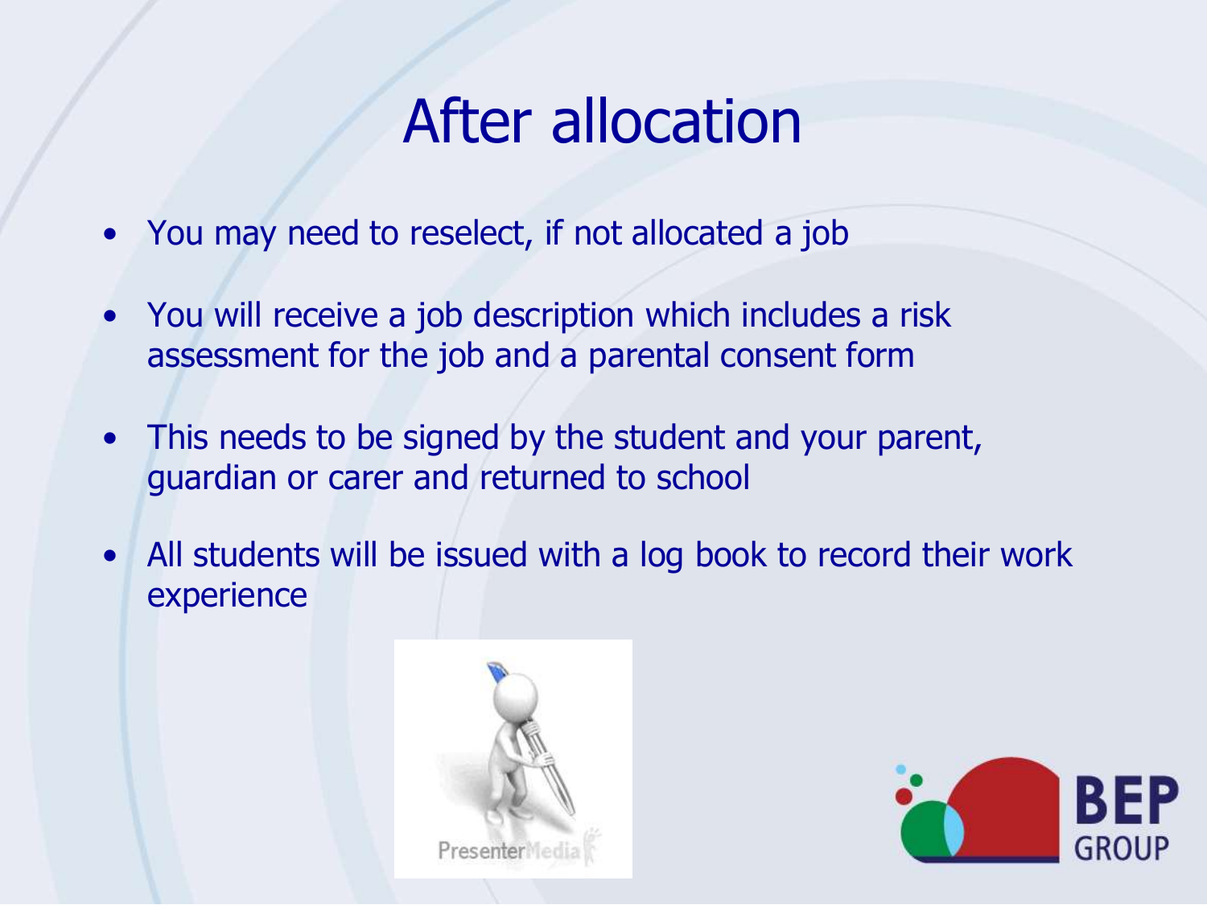# After allocation

- You may need to reselect, if not allocated a job
- You will receive a job description which includes a risk assessment for the job and a parental consent form
- This needs to be signed by the student and your parent, guardian or carer and returned to school
- All students will be issued with a log book to record their work experience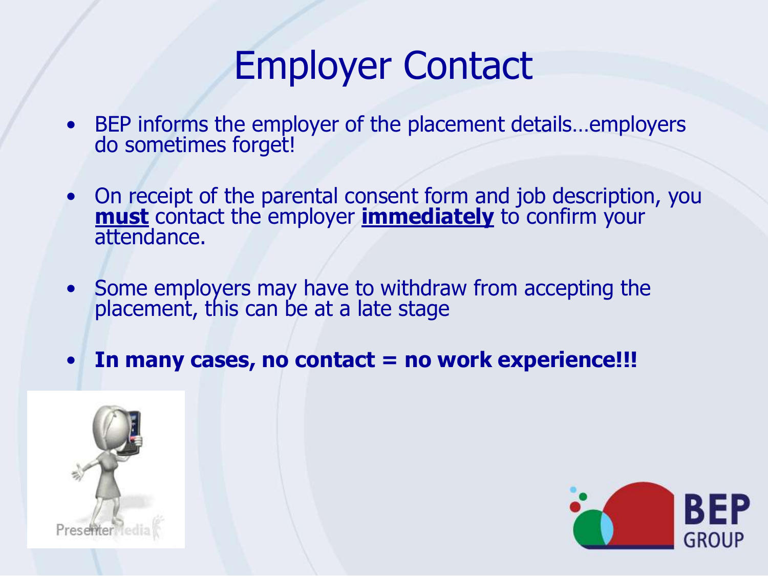# Employer Contact

- BEP informs the employer of the placement details…employers do sometimes forget!
- On receipt of the parental consent form and job description, you **must** contact the employer **immediately** to confirm your attendance.
- Some employers may have to withdraw from accepting the placement, this can be at a late stage
- **In many cases, no contact = no work experience!!!**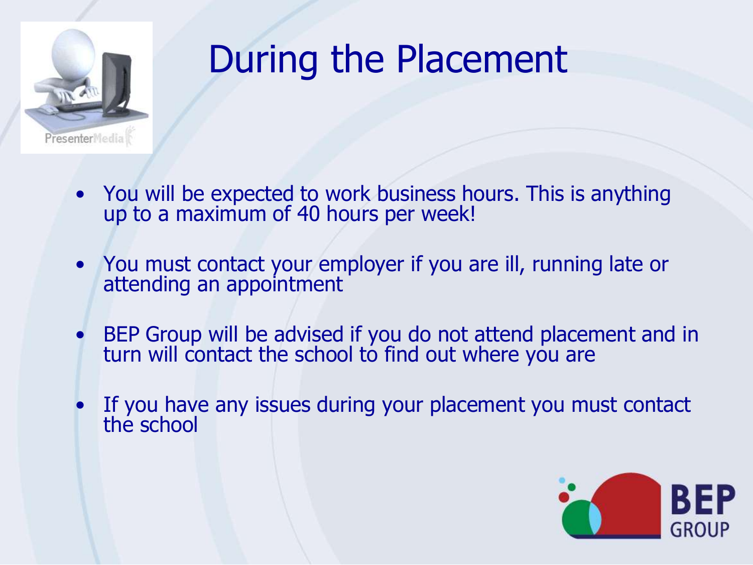# During the Placement

- You will be expected to work business hours. This is anything up to a maximum of 40 hours per week!
- You must contact your employer if you are ill, running late or attending an appointment
- BEP Group will be advised if you do not attend placement and in turn will contact the school to find out where you are
- If you have any issues during your placement you must contact the school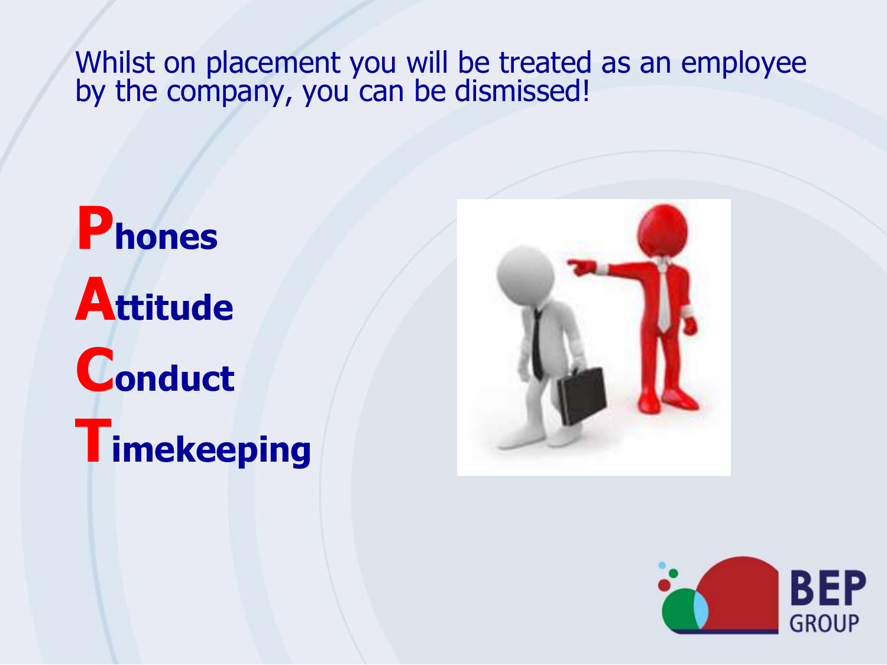Whilst on placement you will be treated as an employee by the company, you can be dismissed!

**P**hones

**A**ttitude

**C**onduct

**T**imekeeping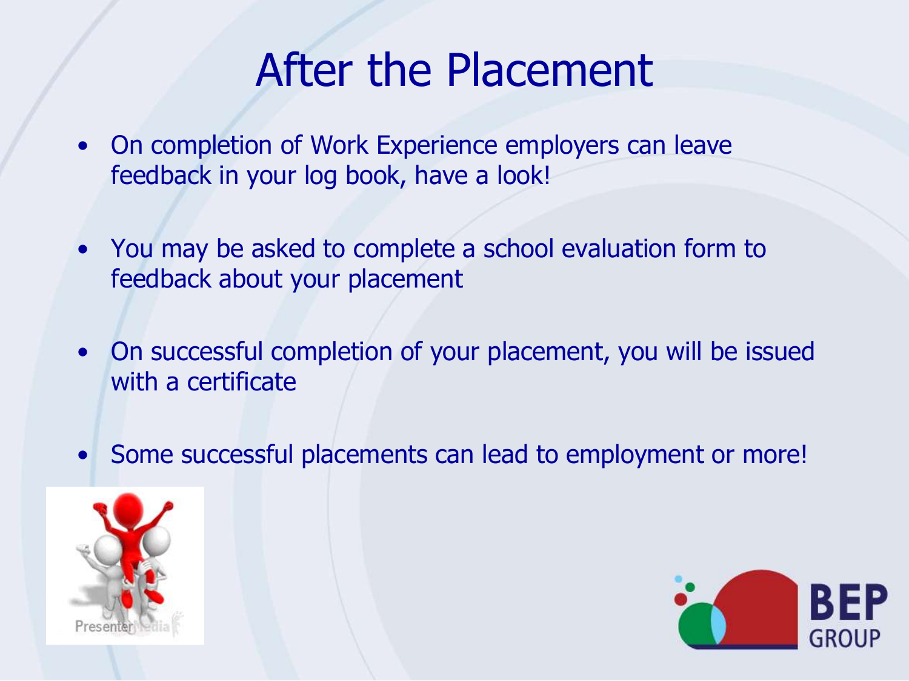# After the Placement

- On completion of Work Experience employers can leave feedback in your log book, have a look!
- You may be asked to complete a school evaluation form to feedback about your placement
- On successful completion of your placement, you will be issued with a certificate
- Some successful placements can lead to employment or more!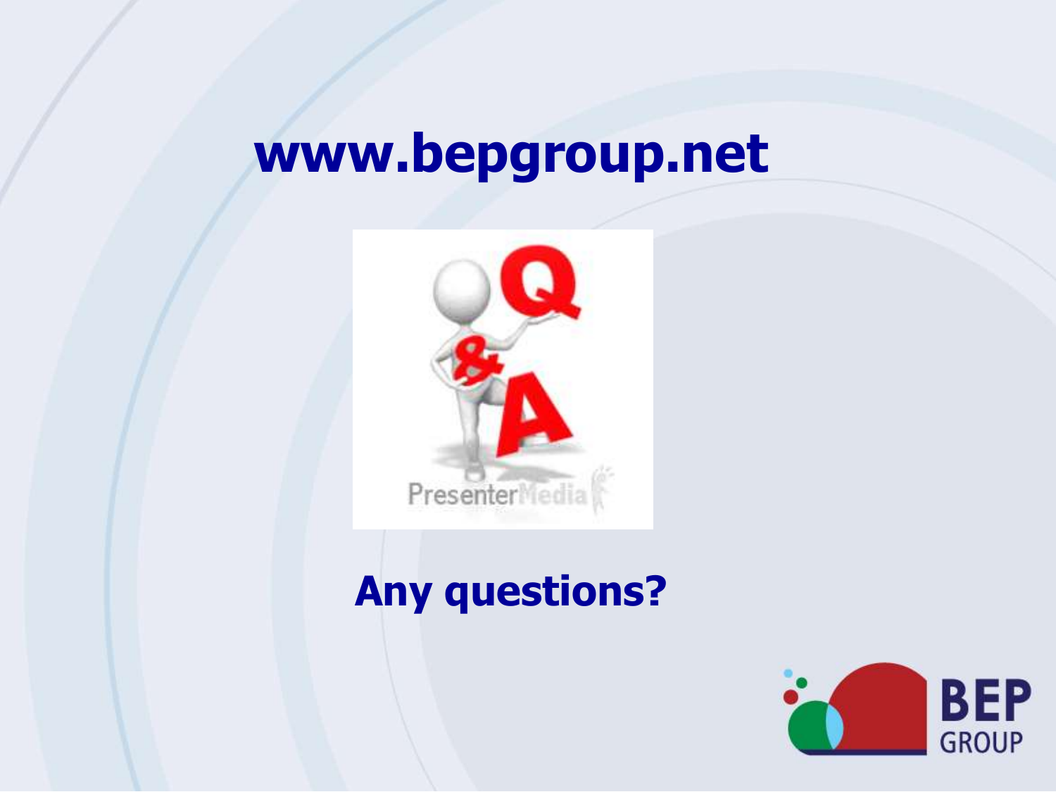# www.bepgroup.net

**Any questions?**